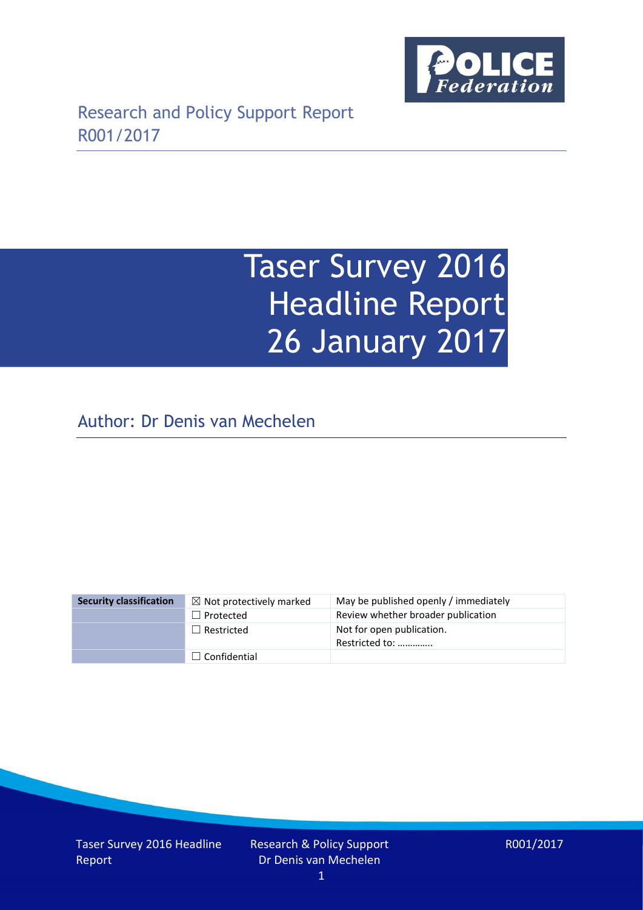Research and Policy Support Report
R001/2017

# Taser Survey 2016 Headline Report 26 January 2017

## Author: Dr Denis van Mechelen

| Security classification | ☒ Not protectively marked | May be published openly / immediately |
|---|---|---|
| | ☐ Protected | Review whether broader publication |
| | ☐ Restricted | Not for open publication. Restricted to: ………….. |
| | ☐ Confidential | |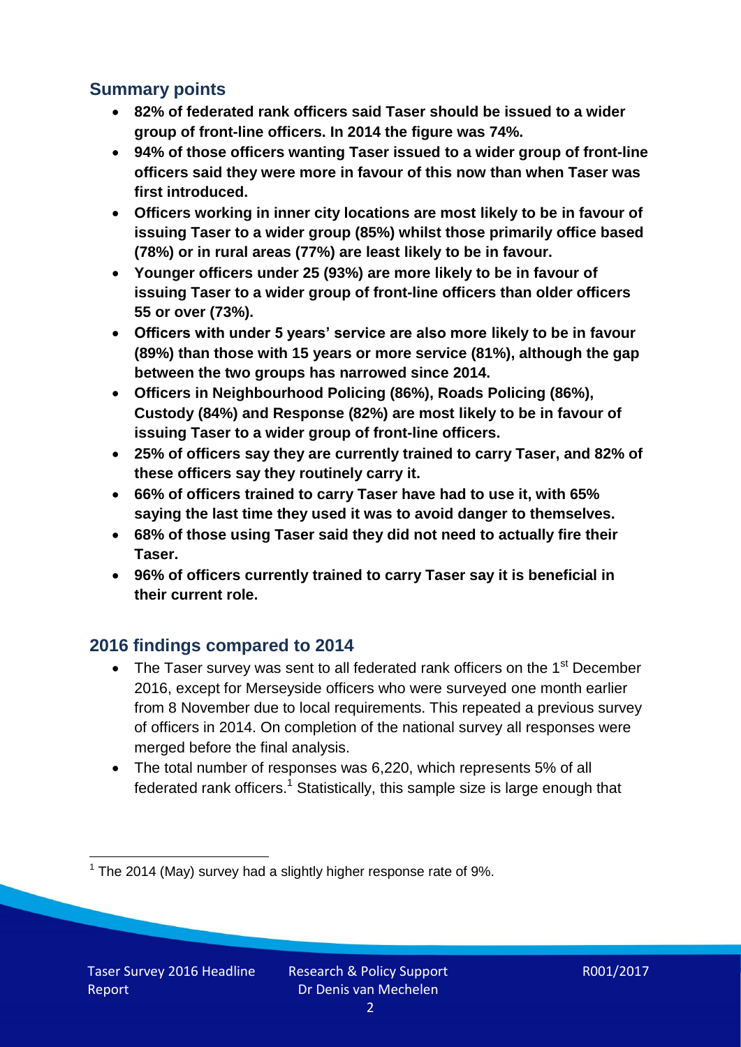## Summary points

- **82% of federated rank officers said Taser should be issued to a wider group of front-line officers. In 2014 the figure was 74%.**
- **94% of those officers wanting Taser issued to a wider group of front-line officers said they were more in favour of this now than when Taser was first introduced.**
- **Officers working in inner city locations are most likely to be in favour of issuing Taser to a wider group (85%) whilst those primarily office based (78%) or in rural areas (77%) are least likely to be in favour.**
- **Younger officers under 25 (93%) are more likely to be in favour of issuing Taser to a wider group of front-line officers than older officers 55 or over (73%).**
- **Officers with under 5 years' service are also more likely to be in favour (89%) than those with 15 years or more service (81%), although the gap between the two groups has narrowed since 2014.**
- **Officers in Neighbourhood Policing (86%), Roads Policing (86%), Custody (84%) and Response (82%) are most likely to be in favour of issuing Taser to a wider group of front-line officers.**
- **25% of officers say they are currently trained to carry Taser, and 82% of these officers say they routinely carry it.**
- **66% of officers trained to carry Taser have had to use it, with 65% saying the last time they used it was to avoid danger to themselves.**
- **68% of those using Taser said they did not need to actually fire their Taser.**
- **96% of officers currently trained to carry Taser say it is beneficial in their current role.**

## 2016 findings compared to 2014

- The Taser survey was sent to all federated rank officers on the 1st December 2016, except for Merseyside officers who were surveyed one month earlier from 8 November due to local requirements. This repeated a previous survey of officers in 2014. On completion of the national survey all responses were merged before the final analysis.
- The total number of responses was 6,220, which represents 5% of all federated rank officers.[1] Statistically, this sample size is large enough that

[1] The 2014 (May) survey had a slightly higher response rate of 9%.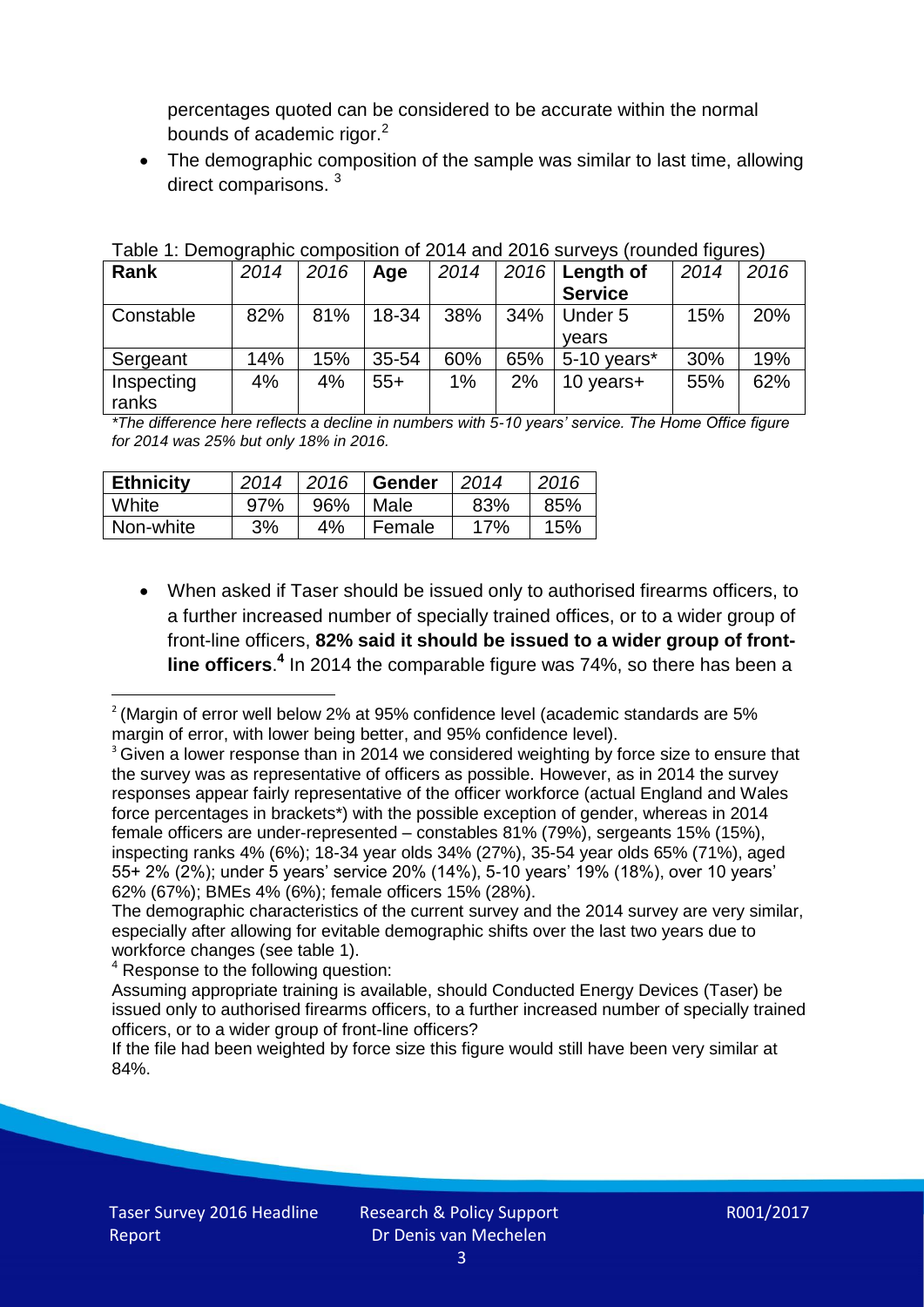percentages quoted can be considered to be accurate within the normal bounds of academic rigor.[2]

- The demographic composition of the sample was similar to last time, allowing direct comparisons. [3]

Table 1: Demographic composition of 2014 and 2016 surveys (rounded figures)

| Rank | 2014 | 2016 | Age | 2014 | 2016 | Length of Service | 2014 | 2016 |
|---|---|---|---|---|---|---|---|---|
| Constable | 82% | 81% | 18-34 | 38% | 34% | Under 5 years | 15% | 20% |
| Sergeant | 14% | 15% | 35-54 | 60% | 65% | 5-10 years* | 30% | 19% |
| Inspecting ranks | 4% | 4% | 55+ | 1% | 2% | 10 years+ | 55% | 62% |

*\*The difference here reflects a decline in numbers with 5-10 years' service. The Home Office figure for 2014 was 25% but only 18% in 2016.*

| Ethnicity | 2014 | 2016 | Gender | 2014 | 2016 |
|---|---|---|---|---|---|
| White | 97% | 96% | Male | 83% | 85% |
| Non-white | 3% | 4% | Female | 17% | 15% |

- When asked if Taser should be issued only to authorised firearms officers, to a further increased number of specially trained offices, or to a wider group of front-line officers, **82% said it should be issued to a wider group of front-line officers**.[4] In 2014 the comparable figure was 74%, so there has been a

---

[2] (Margin of error well below 2% at 95% confidence level (academic standards are 5% margin of error, with lower being better, and 95% confidence level).

[3] Given a lower response than in 2014 we considered weighting by force size to ensure that the survey was as representative of officers as possible. However, as in 2014 the survey responses appear fairly representative of the officer workforce (actual England and Wales force percentages in brackets*) with the possible exception of gender, whereas in 2014 female officers are under-represented – constables 81% (79%), sergeants 15% (15%), inspecting ranks 4% (6%); 18-34 year olds 34% (27%), 35-54 year olds 65% (71%), aged 55+ 2% (2%); under 5 years' service 20% (14%), 5-10 years' 19% (18%), over 10 years' 62% (67%); BMEs 4% (6%); female officers 15% (28%).

The demographic characteristics of the current survey and the 2014 survey are very similar, especially after allowing for evitable demographic shifts over the last two years due to workforce changes (see table 1).

[4] Response to the following question:

Assuming appropriate training is available, should Conducted Energy Devices (Taser) be issued only to authorised firearms officers, to a further increased number of specially trained officers, or to a wider group of front-line officers?

If the file had been weighted by force size this figure would still have been very similar at 84%.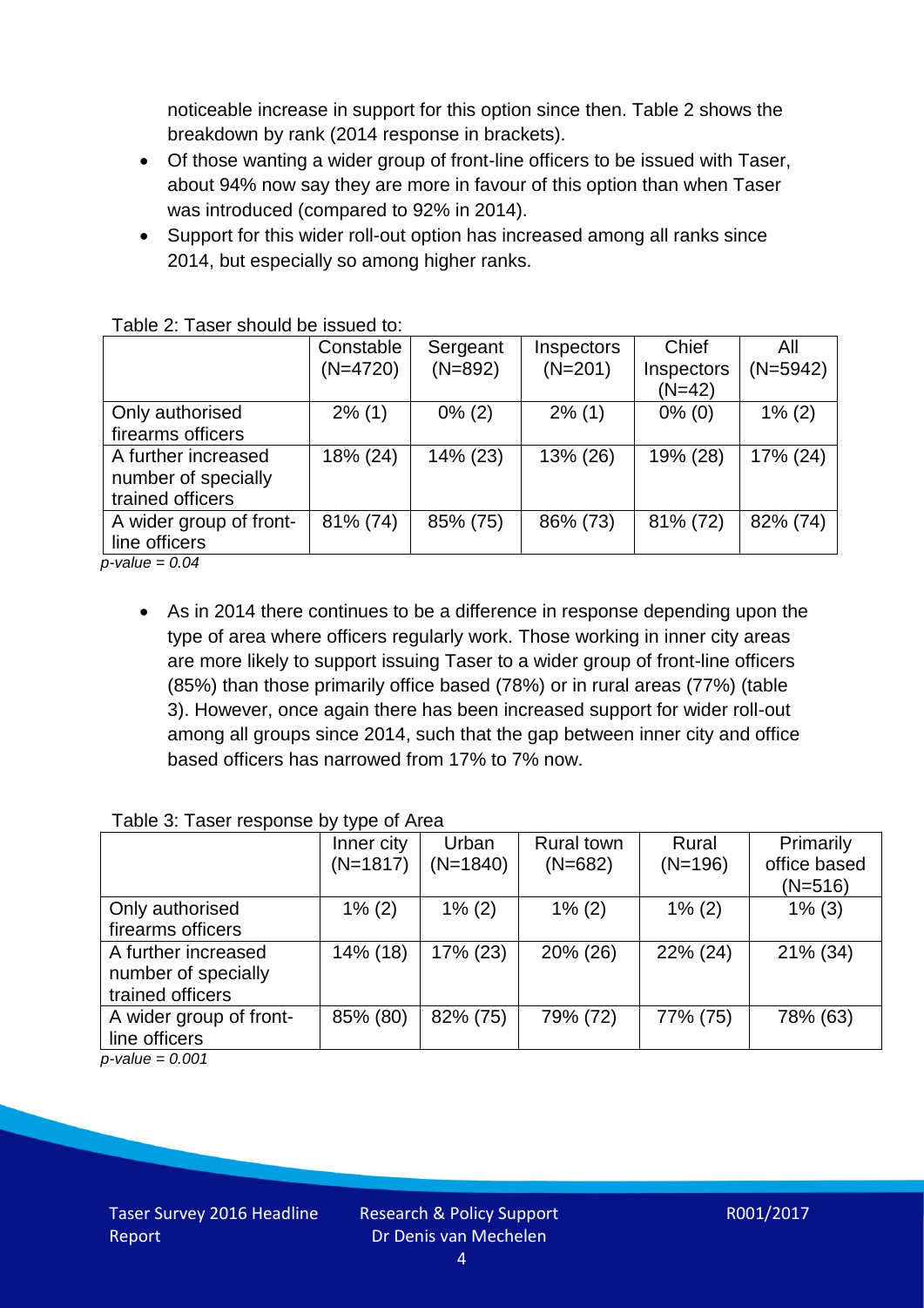noticeable increase in support for this option since then. Table 2 shows the breakdown by rank (2014 response in brackets).

- Of those wanting a wider group of front-line officers to be issued with Taser, about 94% now say they are more in favour of this option than when Taser was introduced (compared to 92% in 2014).
- Support for this wider roll-out option has increased among all ranks since 2014, but especially so among higher ranks.

Table 2: Taser should be issued to:

| | Constable (N=4720) | Sergeant (N=892) | Inspectors (N=201) | Chief Inspectors (N=42) | All (N=5942) |
|---|---|---|---|---|---|
| Only authorised firearms officers | 2% (1) | 0% (2) | 2% (1) | 0% (0) | 1% (2) |
| A further increased number of specially trained officers | 18% (24) | 14% (23) | 13% (26) | 19% (28) | 17% (24) |
| A wider group of front-line officers | 81% (74) | 85% (75) | 86% (73) | 81% (72) | 82% (74) |

*p-value = 0.04*

- As in 2014 there continues to be a difference in response depending upon the type of area where officers regularly work. Those working in inner city areas are more likely to support issuing Taser to a wider group of front-line officers (85%) than those primarily office based (78%) or in rural areas (77%) (table 3). However, once again there has been increased support for wider roll-out among all groups since 2014, such that the gap between inner city and office based officers has narrowed from 17% to 7% now.

Table 3: Taser response by type of Area

| | Inner city (N=1817) | Urban (N=1840) | Rural town (N=682) | Rural (N=196) | Primarily office based (N=516) |
|---|---|---|---|---|---|
| Only authorised firearms officers | 1% (2) | 1% (2) | 1% (2) | 1% (2) | 1% (3) |
| A further increased number of specially trained officers | 14% (18) | 17% (23) | 20% (26) | 22% (24) | 21% (34) |
| A wider group of front-line officers | 85% (80) | 82% (75) | 79% (72) | 77% (75) | 78% (63) |

*p-value = 0.001*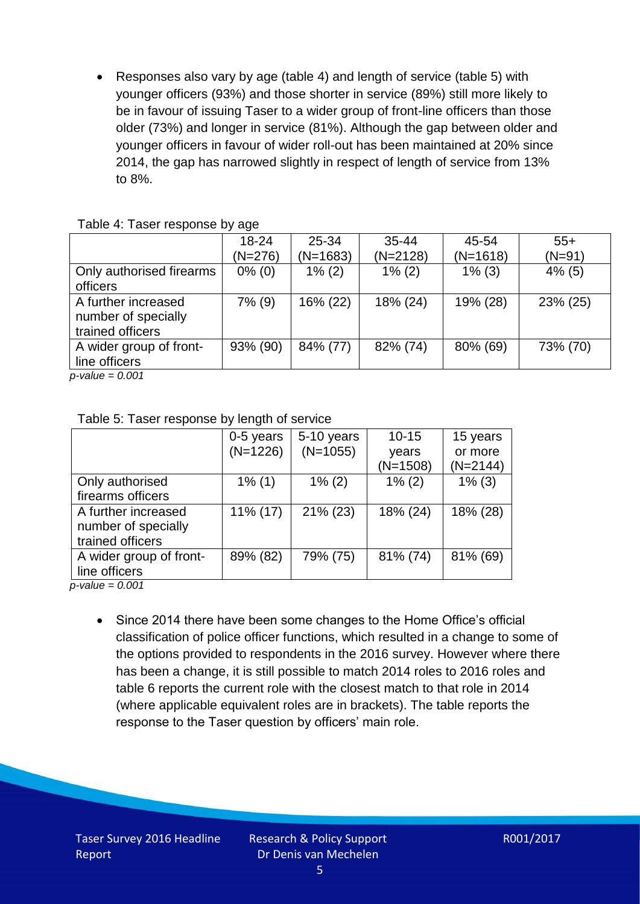- Responses also vary by age (table 4) and length of service (table 5) with younger officers (93%) and those shorter in service (89%) still more likely to be in favour of issuing Taser to a wider group of front-line officers than those older (73%) and longer in service (81%). Although the gap between older and younger officers in favour of wider roll-out has been maintained at 20% since 2014, the gap has narrowed slightly in respect of length of service from 13% to 8%.

Table 4: Taser response by age

| | 18-24 (N=276) | 25-34 (N=1683) | 35-44 (N=2128) | 45-54 (N=1618) | 55+ (N=91) |
|---|---|---|---|---|---|
| Only authorised firearms officers | 0% (0) | 1% (2) | 1% (2) | 1% (3) | 4% (5) |
| A further increased number of specially trained officers | 7% (9) | 16% (22) | 18% (24) | 19% (28) | 23% (25) |
| A wider group of front-line officers | 93% (90) | 84% (77) | 82% (74) | 80% (69) | 73% (70) |

*p-value = 0.001*

Table 5: Taser response by length of service

| | 0-5 years (N=1226) | 5-10 years (N=1055) | 10-15 years (N=1508) | 15 years or more (N=2144) |
|---|---|---|---|---|
| Only authorised firearms officers | 1% (1) | 1% (2) | 1% (2) | 1% (3) |
| A further increased number of specially trained officers | 11% (17) | 21% (23) | 18% (24) | 18% (28) |
| A wider group of front-line officers | 89% (82) | 79% (75) | 81% (74) | 81% (69) |

*p-value = 0.001*

- Since 2014 there have been some changes to the Home Office's official classification of police officer functions, which resulted in a change to some of the options provided to respondents in the 2016 survey. However where there has been a change, it is still possible to match 2014 roles to 2016 roles and table 6 reports the current role with the closest match to that role in 2014 (where applicable equivalent roles are in brackets). The table reports the response to the Taser question by officers' main role.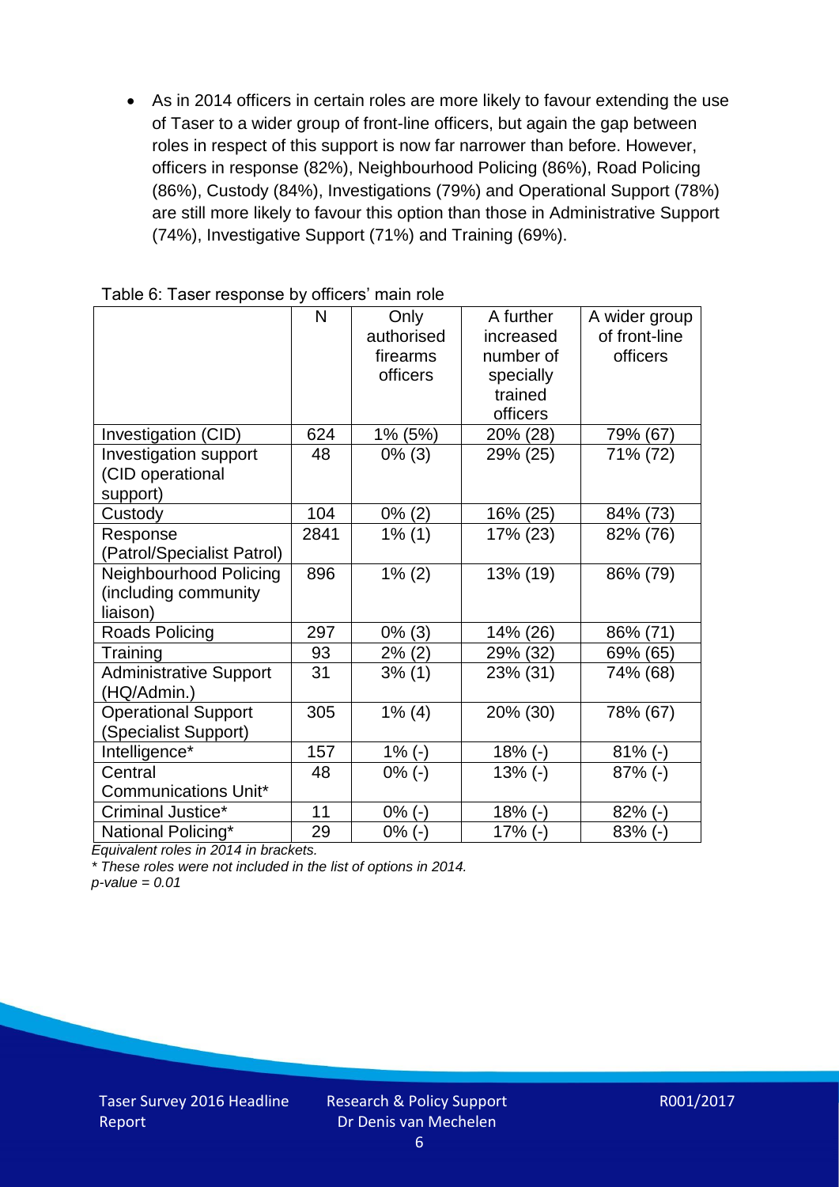- As in 2014 officers in certain roles are more likely to favour extending the use of Taser to a wider group of front-line officers, but again the gap between roles in respect of this support is now far narrower than before. However, officers in response (82%), Neighbourhood Policing (86%), Road Policing (86%), Custody (84%), Investigations (79%) and Operational Support (78%) are still more likely to favour this option than those in Administrative Support (74%), Investigative Support (71%) and Training (69%).

Table 6: Taser response by officers' main role

| | N | Only authorised firearms officers | A further increased number of specially trained officers | A wider group of front-line officers |
|---|---|---|---|---|
| Investigation (CID) | 624 | 1% (5%) | 20% (28) | 79% (67) |
| Investigation support (CID operational support) | 48 | 0% (3) | 29% (25) | 71% (72) |
| Custody | 104 | 0% (2) | 16% (25) | 84% (73) |
| Response (Patrol/Specialist Patrol) | 2841 | 1% (1) | 17% (23) | 82% (76) |
| Neighbourhood Policing (including community liaison) | 896 | 1% (2) | 13% (19) | 86% (79) |
| Roads Policing | 297 | 0% (3) | 14% (26) | 86% (71) |
| Training | 93 | 2% (2) | 29% (32) | 69% (65) |
| Administrative Support (HQ/Admin.) | 31 | 3% (1) | 23% (31) | 74% (68) |
| Operational Support (Specialist Support) | 305 | 1% (4) | 20% (30) | 78% (67) |
| Intelligence* | 157 | 1% (-) | 18% (-) | 81% (-) |
| Central Communications Unit* | 48 | 0% (-) | 13% (-) | 87% (-) |
| Criminal Justice* | 11 | 0% (-) | 18% (-) | 82% (-) |
| National Policing* | 29 | 0% (-) | 17% (-) | 83% (-) |

*Equivalent roles in 2014 in brackets.*

*\* These roles were not included in the list of options in 2014.*

*p-value = 0.01*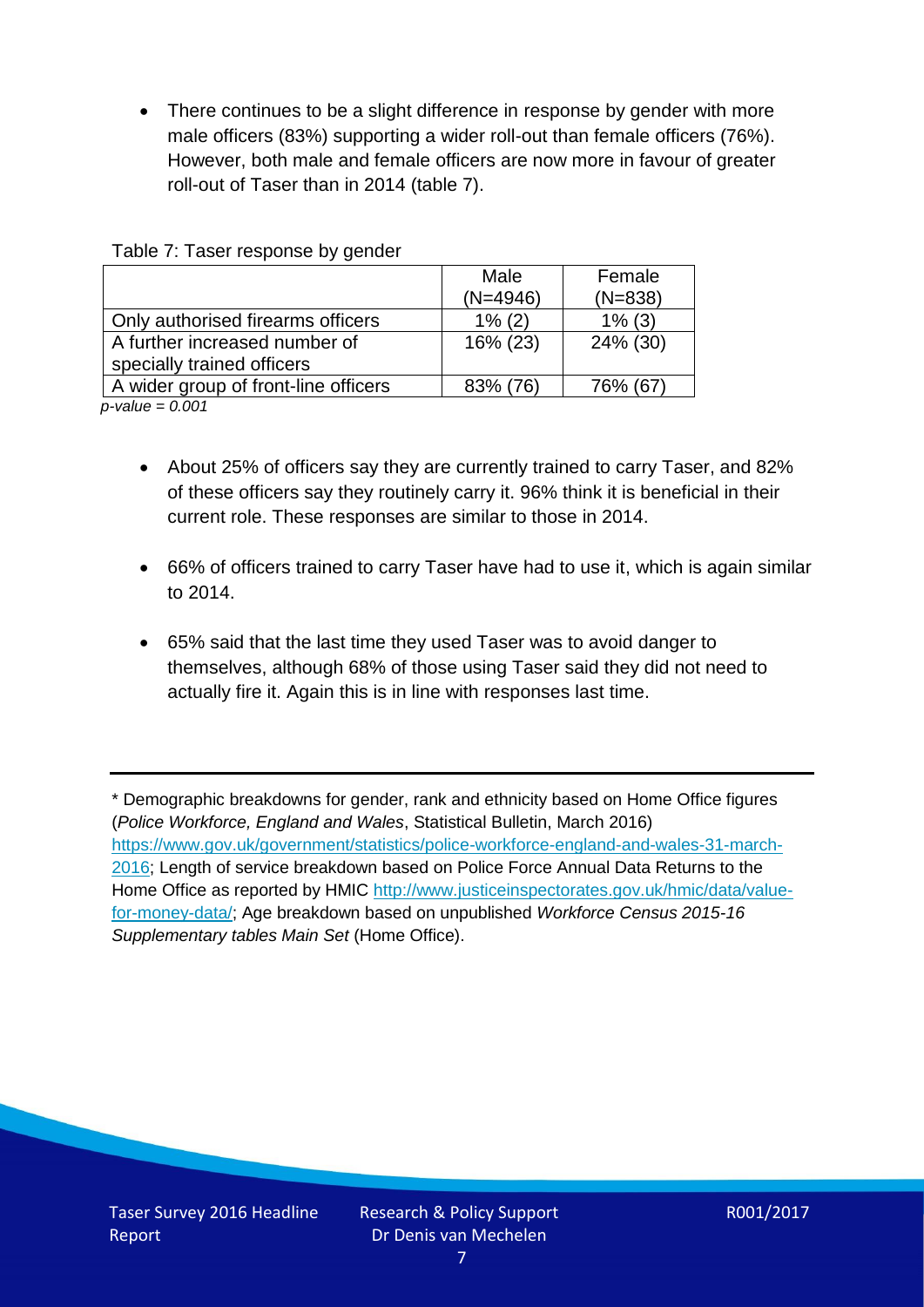- There continues to be a slight difference in response by gender with more male officers (83%) supporting a wider roll-out than female officers (76%). However, both male and female officers are now more in favour of greater roll-out of Taser than in 2014 (table 7).

Table 7: Taser response by gender

| | Male (N=4946) | Female (N=838) |
|---|---|---|
| Only authorised firearms officers | 1% (2) | 1% (3) |
| A further increased number of specially trained officers | 16% (23) | 24% (30) |
| A wider group of front-line officers | 83% (76) | 76% (67) |

*p-value = 0.001*

- About 25% of officers say they are currently trained to carry Taser, and 82% of these officers say they routinely carry it. 96% think it is beneficial in their current role. These responses are similar to those in 2014.

- 66% of officers trained to carry Taser have had to use it, which is again similar to 2014.

- 65% said that the last time they used Taser was to avoid danger to themselves, although 68% of those using Taser said they did not need to actually fire it. Again this is in line with responses last time.

---

* Demographic breakdowns for gender, rank and ethnicity based on Home Office figures (*Police Workforce, England and Wales*, Statistical Bulletin, March 2016) https://www.gov.uk/government/statistics/police-workforce-england-and-wales-31-march-2016; Length of service breakdown based on Police Force Annual Data Returns to the Home Office as reported by HMIC http://www.justiceinspectorates.gov.uk/hmic/data/value-for-money-data/; Age breakdown based on unpublished *Workforce Census 2015-16 Supplementary tables Main Set* (Home Office).